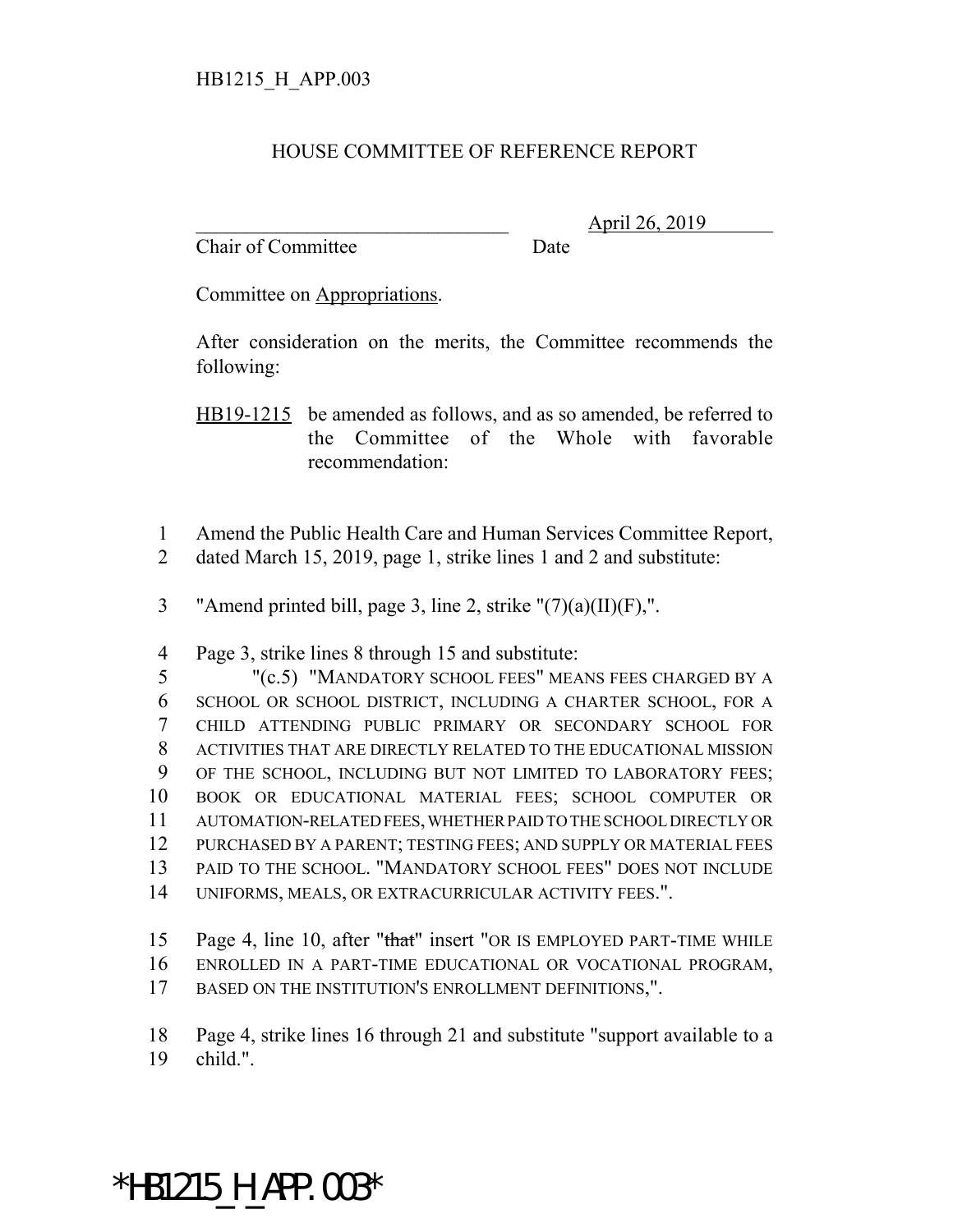HB1215_H_APP.003

# HOUSE COMMITTEE OF REFERENCE REPORT

________________________________ April 26, 2019

Chair of Committee Date

Committee on Appropriations.

After consideration on the merits, the Committee recommends the following:

HB19-1215 be amended as follows, and as so amended, be referred to the Committee of the Whole with favorable recommendation:

1 Amend the Public Health Care and Human Services Committee Report,
2 dated March 15, 2019, page 1, strike lines 1 and 2 and substitute:

3 "Amend printed bill, page 3, line 2, strike "(7)(a)(II)(F),".

4 Page 3, strike lines 8 through 15 and substitute:
5 "(c.5) "MANDATORY SCHOOL FEES" MEANS FEES CHARGED BY A
6 SCHOOL OR SCHOOL DISTRICT, INCLUDING A CHARTER SCHOOL, FOR A
7 CHILD ATTENDING PUBLIC PRIMARY OR SECONDARY SCHOOL FOR
8 ACTIVITIES THAT ARE DIRECTLY RELATED TO THE EDUCATIONAL MISSION
9 OF THE SCHOOL, INCLUDING BUT NOT LIMITED TO LABORATORY FEES;
10 BOOK OR EDUCATIONAL MATERIAL FEES; SCHOOL COMPUTER OR
11 AUTOMATION-RELATED FEES, WHETHER PAID TO THE SCHOOL DIRECTLY OR
12 PURCHASED BY A PARENT; TESTING FEES; AND SUPPLY OR MATERIAL FEES
13 PAID TO THE SCHOOL. "MANDATORY SCHOOL FEES" DOES NOT INCLUDE
14 UNIFORMS, MEALS, OR EXTRACURRICULAR ACTIVITY FEES.".

15 Page 4, line 10, after "~~that~~" insert "OR IS EMPLOYED PART-TIME WHILE
16 ENROLLED IN A PART-TIME EDUCATIONAL OR VOCATIONAL PROGRAM,
17 BASED ON THE INSTITUTION'S ENROLLMENT DEFINITIONS,".

18 Page 4, strike lines 16 through 21 and substitute "support available to a
19 child.".

*HB1215_H_APP.003*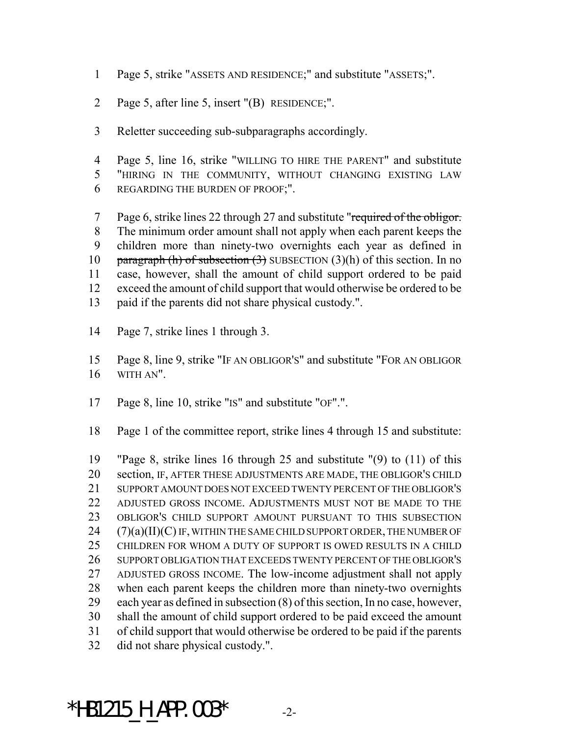Page 5, strike "ASSETS AND RESIDENCE;" and substitute "ASSETS;".

Page 5, after line 5, insert "(B) RESIDENCE;".

Reletter succeeding sub-subparagraphs accordingly.

Page 5, line 16, strike "WILLING TO HIRE THE PARENT" and substitute "HIRING IN THE COMMUNITY, WITHOUT CHANGING EXISTING LAW REGARDING THE BURDEN OF PROOF;".

Page 6, strike lines 22 through 27 and substitute "~~required of the obligor.~~ The minimum order amount shall not apply when each parent keeps the children more than ninety-two overnights each year as defined in ~~paragraph (h) of subsection (3)~~ SUBSECTION (3)(h) of this section. In no case, however, shall the amount of child support ordered to be paid exceed the amount of child support that would otherwise be ordered to be paid if the parents did not share physical custody.".

Page 7, strike lines 1 through 3.

Page 8, line 9, strike "IF AN OBLIGOR'S" and substitute "FOR AN OBLIGOR WITH AN".

Page 8, line 10, strike "IS" and substitute "OF".".

Page 1 of the committee report, strike lines 4 through 15 and substitute:

"Page 8, strike lines 16 through 25 and substitute "(9) to (11) of this section, IF, AFTER THESE ADJUSTMENTS ARE MADE, THE OBLIGOR'S CHILD SUPPORT AMOUNT DOES NOT EXCEED TWENTY PERCENT OF THE OBLIGOR'S ADJUSTED GROSS INCOME. ADJUSTMENTS MUST NOT BE MADE TO THE OBLIGOR'S CHILD SUPPORT AMOUNT PURSUANT TO THIS SUBSECTION (7)(a)(II)(C) IF, WITHIN THE SAME CHILD SUPPORT ORDER, THE NUMBER OF CHILDREN FOR WHOM A DUTY OF SUPPORT IS OWED RESULTS IN A CHILD SUPPORT OBLIGATION THAT EXCEEDS TWENTY PERCENT OF THE OBLIGOR'S ADJUSTED GROSS INCOME. The low-income adjustment shall not apply when each parent keeps the children more than ninety-two overnights each year as defined in subsection (8) of this section, In no case, however, shall the amount of child support ordered to be paid exceed the amount of child support that would otherwise be ordered to be paid if the parents did not share physical custody.".

*HB1215_H_APP.003*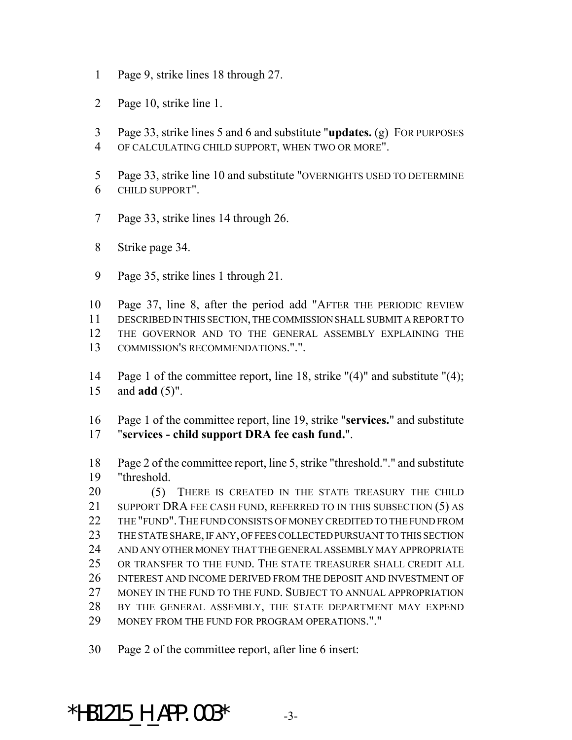Page 9, strike lines 18 through 27.

Page 10, strike line 1.

Page 33, strike lines 5 and 6 and substitute "**updates.** (g) FOR PURPOSES OF CALCULATING CHILD SUPPORT, WHEN TWO OR MORE".

Page 33, strike line 10 and substitute "OVERNIGHTS USED TO DETERMINE CHILD SUPPORT".

Page 33, strike lines 14 through 26.

Strike page 34.

Page 35, strike lines 1 through 21.

Page 37, line 8, after the period add "AFTER THE PERIODIC REVIEW DESCRIBED IN THIS SECTION, THE COMMISSION SHALL SUBMIT A REPORT TO THE GOVERNOR AND TO THE GENERAL ASSEMBLY EXPLAINING THE COMMISSION'S RECOMMENDATIONS.".".

Page 1 of the committee report, line 18, strike "(4)" and substitute "(4); and **add** (5)".

Page 1 of the committee report, line 19, strike "**services.**" and substitute "**services - child support DRA fee cash fund.**".

Page 2 of the committee report, line 5, strike "threshold."." and substitute "threshold.

(5) THERE IS CREATED IN THE STATE TREASURY THE CHILD SUPPORT DRA FEE CASH FUND, REFERRED TO IN THIS SUBSECTION (5) AS THE "FUND". THE FUND CONSISTS OF MONEY CREDITED TO THE FUND FROM THE STATE SHARE, IF ANY, OF FEES COLLECTED PURSUANT TO THIS SECTION AND ANY OTHER MONEY THAT THE GENERAL ASSEMBLY MAY APPROPRIATE OR TRANSFER TO THE FUND. THE STATE TREASURER SHALL CREDIT ALL INTEREST AND INCOME DERIVED FROM THE DEPOSIT AND INVESTMENT OF MONEY IN THE FUND TO THE FUND. SUBJECT TO ANNUAL APPROPRIATION BY THE GENERAL ASSEMBLY, THE STATE DEPARTMENT MAY EXPEND MONEY FROM THE FUND FOR PROGRAM OPERATIONS."."

Page 2 of the committee report, after line 6 insert: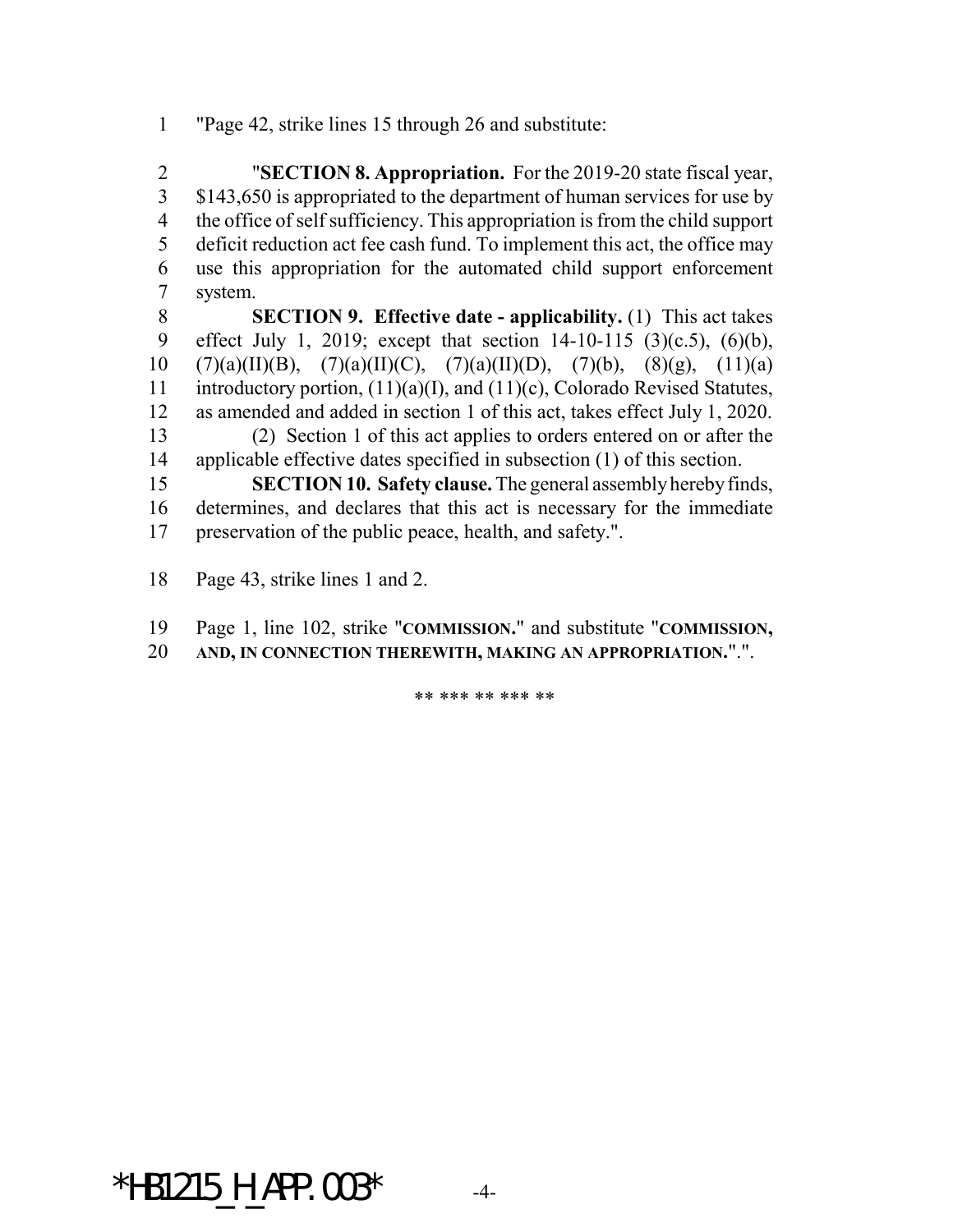"Page 42, strike lines 15 through 26 and substitute:

"**SECTION 8. Appropriation.** For the 2019-20 state fiscal year, $143,650 is appropriated to the department of human services for use by the office of self sufficiency. This appropriation is from the child support deficit reduction act fee cash fund. To implement this act, the office may use this appropriation for the automated child support enforcement system.

**SECTION 9. Effective date - applicability.** (1) This act takes effect July 1, 2019; except that section 14-10-115 (3)(c.5), (6)(b), (7)(a)(II)(B), (7)(a)(II)(C), (7)(a)(II)(D), (7)(b), (8)(g), (11)(a) introductory portion, (11)(a)(I), and (11)(c), Colorado Revised Statutes, as amended and added in section 1 of this act, takes effect July 1, 2020.

(2) Section 1 of this act applies to orders entered on or after the applicable effective dates specified in subsection (1) of this section.

**SECTION 10. Safety clause.** The general assembly hereby finds, determines, and declares that this act is necessary for the immediate preservation of the public peace, health, and safety.".

Page 43, strike lines 1 and 2.

Page 1, line 102, strike "**COMMISSION.**" and substitute "**COMMISSION, AND, IN CONNECTION THEREWITH, MAKING AN APPROPRIATION.**".".

** *** ** *** **

*HB1215_H_APP.003*